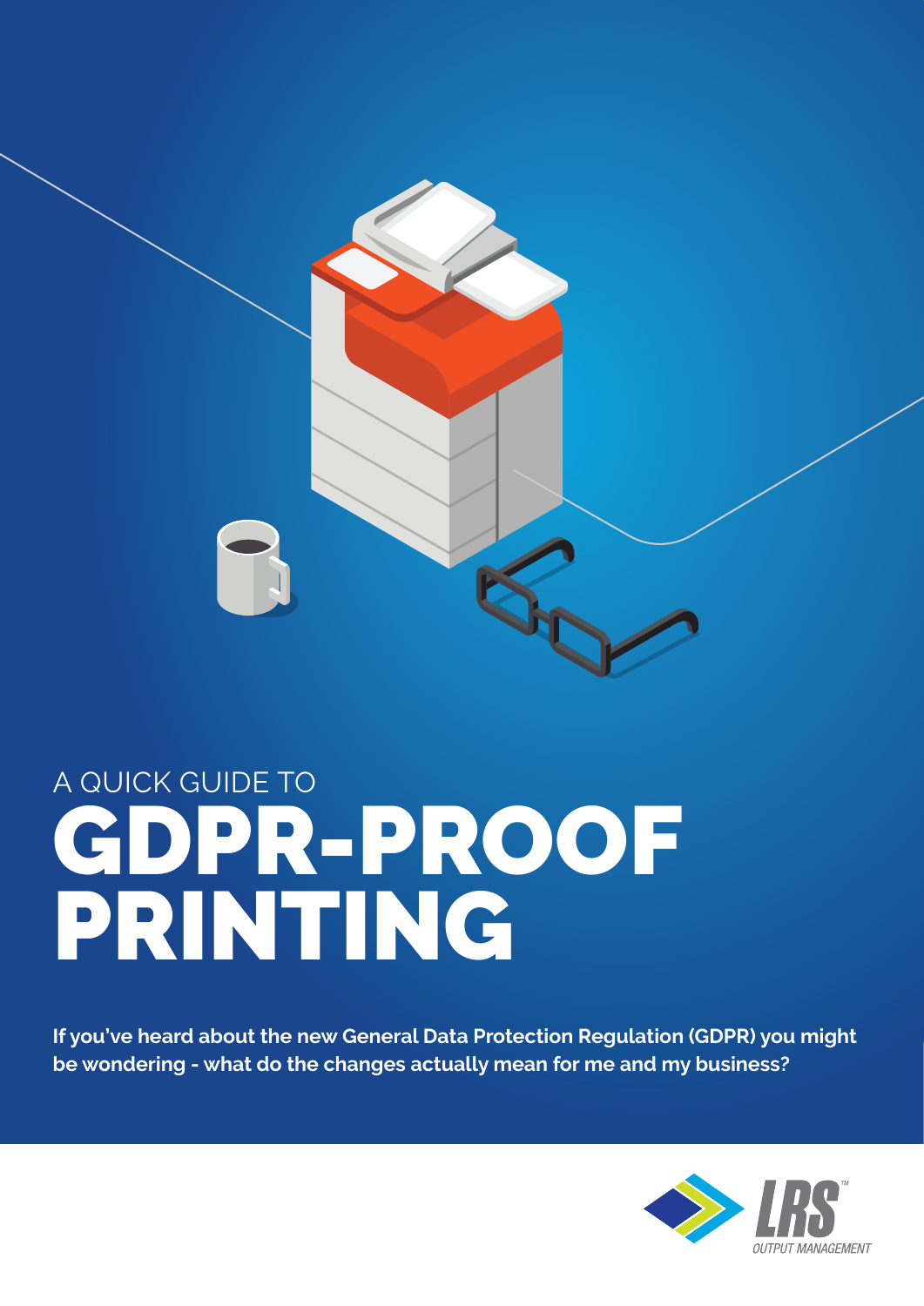A QUICK GUIDE TO

# GDPR-PROOF PRINTING

**If you've heard about the new General Data Protection Regulation (GDPR) you might be wondering - what do the changes actually mean for me and my business?**

LRS™ OUTPUT MANAGEMENT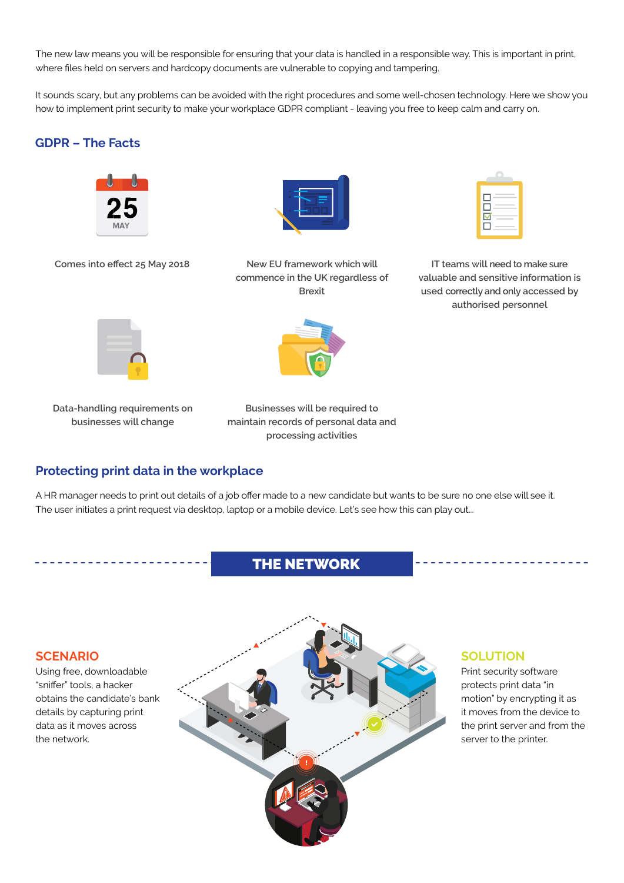The new law means you will be responsible for ensuring that your data is handled in a responsible way. This is important in print, where files held on servers and hardcopy documents are vulnerable to copying and tampering.

It sounds scary, but any problems can be avoided with the right procedures and some well-chosen technology. Here we show you how to implement print security to make your workplace GDPR compliant - leaving you free to keep calm and carry on.

## GDPR – The Facts

Comes into effect 25 May 2018

New EU framework which will commence in the UK regardless of Brexit

IT teams will need to make sure valuable and sensitive information is used correctly and only accessed by authorised personnel

Data-handling requirements on businesses will change

Businesses will be required to maintain records of personal data and processing activities

## Protecting print data in the workplace

A HR manager needs to print out details of a job offer made to a new candidate but wants to be sure no one else will see it. The user initiates a print request via desktop, laptop or a mobile device. Let's see how this can play out...

## THE NETWORK

### SCENARIO

Using free, downloadable "sniffer" tools, a hacker obtains the candidate's bank details by capturing print data as it moves across the network.

### SOLUTION

Print security software protects print data "in motion" by encrypting it as it moves from the device to the print server and from the server to the printer.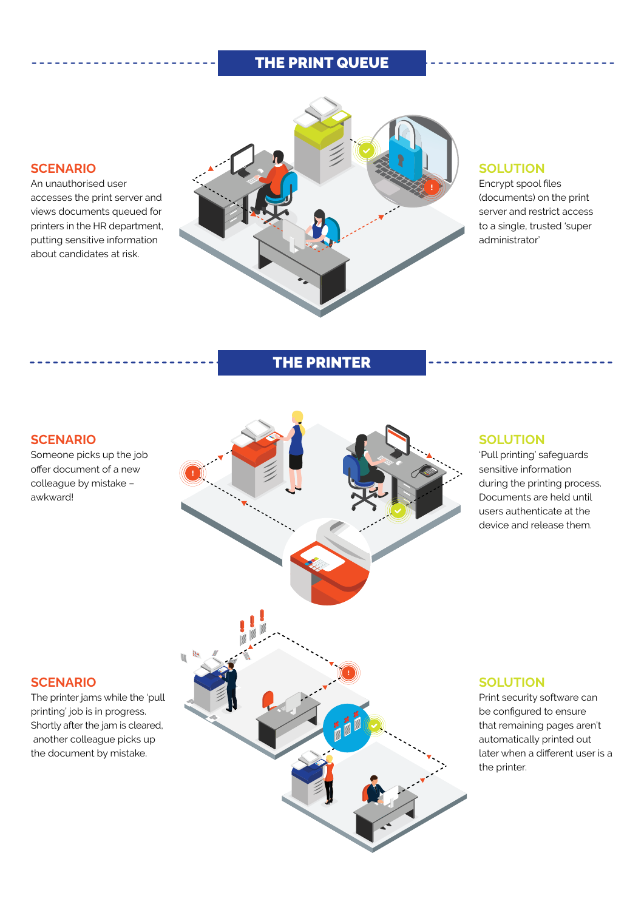## THE PRINT QUEUE

### SCENARIO

An unauthorised user accesses the print server and views documents queued for printers in the HR department, putting sensitive information about candidates at risk.

### SOLUTION

Encrypt spool files (documents) on the print server and restrict access to a single, trusted 'super administrator'

## THE PRINTER

### SCENARIO

Someone picks up the job offer document of a new colleague by mistake – awkward!

### SOLUTION

'Pull printing' safeguards sensitive information during the printing process. Documents are held until users authenticate at the device and release them.

### SCENARIO

The printer jams while the 'pull printing' job is in progress. Shortly after the jam is cleared, another colleague picks up the document by mistake.

### SOLUTION

Print security software can be configured to ensure that remaining pages aren't automatically printed out later when a different user is a the printer.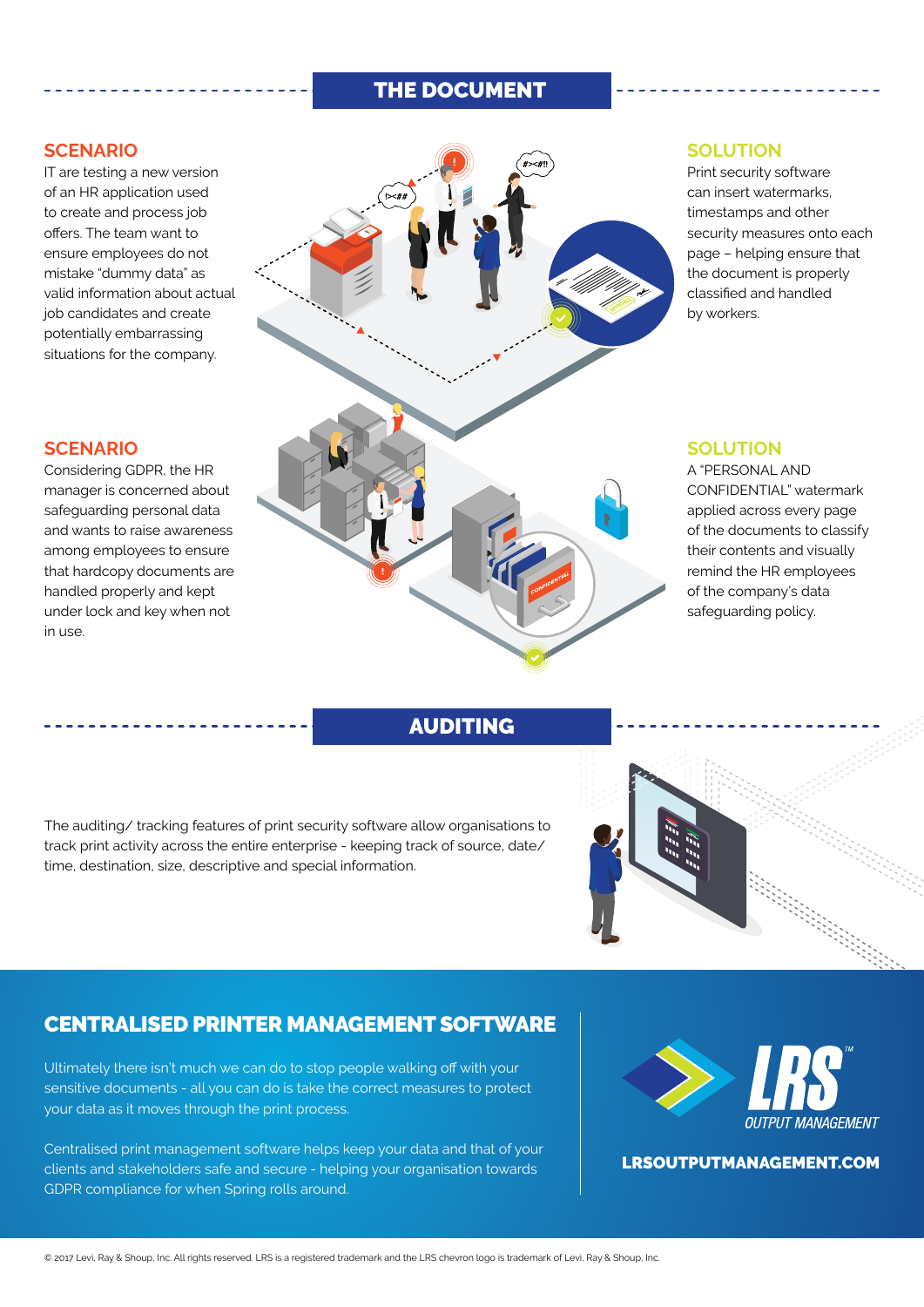## THE DOCUMENT

### SCENARIO

IT are testing a new version of an HR application used to create and process job offers. The team want to ensure employees do not mistake "dummy data" as valid information about actual job candidates and create potentially embarrassing situations for the company.

### SOLUTION

Print security software can insert watermarks, timestamps and other security measures onto each page – helping ensure that the document is properly classified and handled by workers.

### SCENARIO

Considering GDPR, the HR manager is concerned about safeguarding personal data and wants to raise awareness among employees to ensure that hardcopy documents are handled properly and kept under lock and key when not in use.

### SOLUTION

A "PERSONAL AND CONFIDENTIAL" watermark applied across every page of the documents to classify their contents and visually remind the HR employees of the company's data safeguarding policy.

## AUDITING

The auditing/ tracking features of print security software allow organisations to track print activity across the entire enterprise - keeping track of source, date/ time, destination, size, descriptive and special information.

## CENTRALISED PRINTER MANAGEMENT SOFTWARE

Ultimately there isn't much we can do to stop people walking off with your sensitive documents - all you can do is take the correct measures to protect your data as it moves through the print process.

Centralised print management software helps keep your data and that of your clients and stakeholders safe and secure - helping your organisation towards GDPR compliance for when Spring rolls around.

LRS™ OUTPUT MANAGEMENT

**LRSOUTPUTMANAGEMENT.COM**

© 2017 Levi, Ray & Shoup, Inc. All rights reserved. LRS is a registered trademark and the LRS chevron logo is trademark of Levi, Ray & Shoup, Inc.